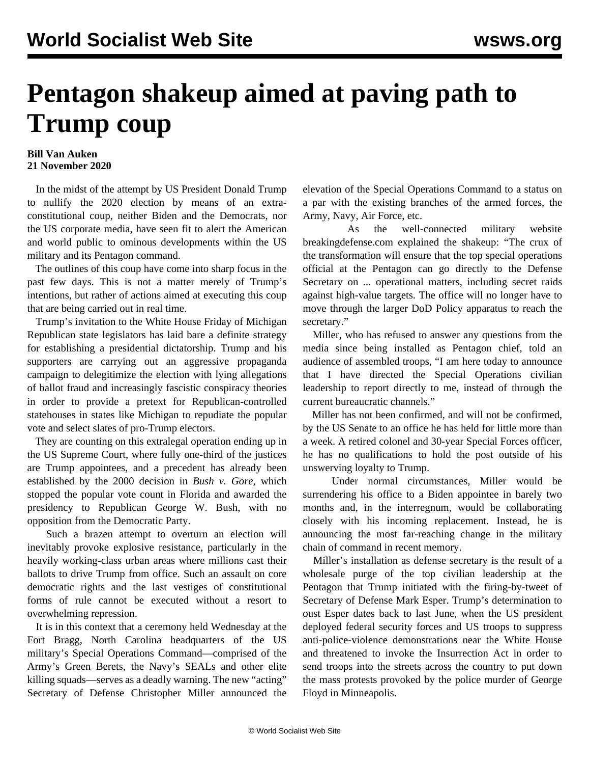# Pentagon shakeup aimed at paving path to Trump coup

**Bill Van Auken**
**21 November 2020**

In the midst of the attempt by US President Donald Trump to nullify the 2020 election by means of an extra-constitutional coup, neither Biden and the Democrats, nor the US corporate media, have seen fit to alert the American and world public to ominous developments within the US military and its Pentagon command.

The outlines of this coup have come into sharp focus in the past few days. This is not a matter merely of Trump's intentions, but rather of actions aimed at executing this coup that are being carried out in real time.

Trump's invitation to the White House Friday of Michigan Republican state legislators has laid bare a definite strategy for establishing a presidential dictatorship. Trump and his supporters are carrying out an aggressive propaganda campaign to delegitimize the election with lying allegations of ballot fraud and increasingly fascistic conspiracy theories in order to provide a pretext for Republican-controlled statehouses in states like Michigan to repudiate the popular vote and select slates of pro-Trump electors.

They are counting on this extralegal operation ending up in the US Supreme Court, where fully one-third of the justices are Trump appointees, and a precedent has already been established by the 2000 decision in *Bush v. Gore*, which stopped the popular vote count in Florida and awarded the presidency to Republican George W. Bush, with no opposition from the Democratic Party.

Such a brazen attempt to overturn an election will inevitably provoke explosive resistance, particularly in the heavily working-class urban areas where millions cast their ballots to drive Trump from office. Such an assault on core democratic rights and the last vestiges of constitutional forms of rule cannot be executed without a resort to overwhelming repression.

It is in this context that a ceremony held Wednesday at the Fort Bragg, North Carolina headquarters of the US military's Special Operations Command—comprised of the Army's Green Berets, the Navy's SEALs and other elite killing squads—serves as a deadly warning. The new "acting" Secretary of Defense Christopher Miller announced the elevation of the Special Operations Command to a status on a par with the existing branches of the armed forces, the Army, Navy, Air Force, etc.

As the well-connected military website breakingdefense.com explained the shakeup: "The crux of the transformation will ensure that the top special operations official at the Pentagon can go directly to the Defense Secretary on ... operational matters, including secret raids against high-value targets. The office will no longer have to move through the larger DoD Policy apparatus to reach the secretary."

Miller, who has refused to answer any questions from the media since being installed as Pentagon chief, told an audience of assembled troops, "I am here today to announce that I have directed the Special Operations civilian leadership to report directly to me, instead of through the current bureaucratic channels."

Miller has not been confirmed, and will not be confirmed, by the US Senate to an office he has held for little more than a week. A retired colonel and 30-year Special Forces officer, he has no qualifications to hold the post outside of his unswerving loyalty to Trump.

Under normal circumstances, Miller would be surrendering his office to a Biden appointee in barely two months and, in the interregnum, would be collaborating closely with his incoming replacement. Instead, he is announcing the most far-reaching change in the military chain of command in recent memory.

Miller's installation as defense secretary is the result of a wholesale purge of the top civilian leadership at the Pentagon that Trump initiated with the firing-by-tweet of Secretary of Defense Mark Esper. Trump's determination to oust Esper dates back to last June, when the US president deployed federal security forces and US troops to suppress anti-police-violence demonstrations near the White House and threatened to invoke the Insurrection Act in order to send troops into the streets across the country to put down the mass protests provoked by the police murder of George Floyd in Minneapolis.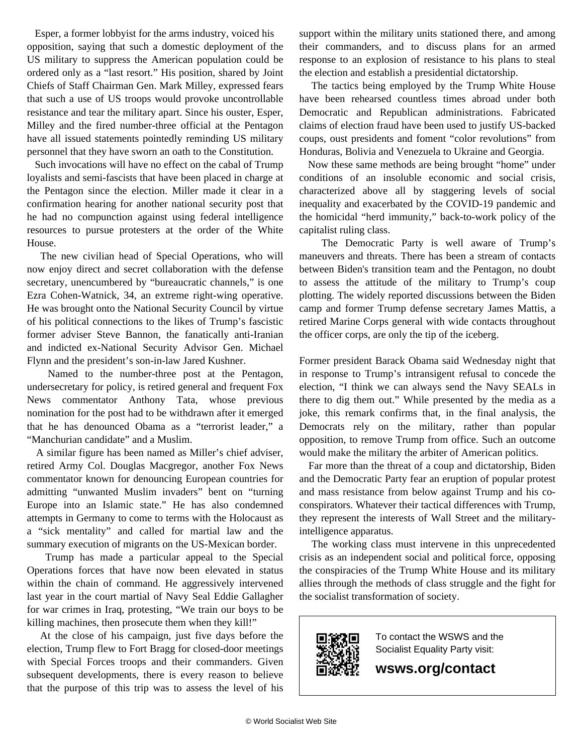Esper, a former lobbyist for the arms industry, voiced his opposition, saying that such a domestic deployment of the US military to suppress the American population could be ordered only as a "last resort." His position, shared by Joint Chiefs of Staff Chairman Gen. Mark Milley, expressed fears that such a use of US troops would provoke uncontrollable resistance and tear the military apart. Since his ouster, Esper, Milley and the fired number-three official at the Pentagon have all issued statements pointedly reminding US military personnel that they have sworn an oath to the Constitution.

Such invocations will have no effect on the cabal of Trump loyalists and semi-fascists that have been placed in charge at the Pentagon since the election. Miller made it clear in a confirmation hearing for another national security post that he had no compunction against using federal intelligence resources to pursue protesters at the order of the White House.

The new civilian head of Special Operations, who will now enjoy direct and secret collaboration with the defense secretary, unencumbered by "bureaucratic channels," is one Ezra Cohen-Watnick, 34, an extreme right-wing operative. He was brought onto the National Security Council by virtue of his political connections to the likes of Trump's fascistic former adviser Steve Bannon, the fanatically anti-Iranian and indicted ex-National Security Advisor Gen. Michael Flynn and the president's son-in-law Jared Kushner.

Named to the number-three post at the Pentagon, undersecretary for policy, is retired general and frequent Fox News commentator Anthony Tata, whose previous nomination for the post had to be withdrawn after it emerged that he has denounced Obama as a "terrorist leader," a "Manchurian candidate" and a Muslim.

A similar figure has been named as Miller's chief adviser, retired Army Col. Douglas Macgregor, another Fox News commentator known for denouncing European countries for admitting "unwanted Muslim invaders" bent on "turning Europe into an Islamic state." He has also condemned attempts in Germany to come to terms with the Holocaust as a "sick mentality" and called for martial law and the summary execution of migrants on the US-Mexican border.

Trump has made a particular appeal to the Special Operations forces that have now been elevated in status within the chain of command. He aggressively intervened last year in the court martial of Navy Seal Eddie Gallagher for war crimes in Iraq, protesting, "We train our boys to be killing machines, then prosecute them when they kill!"

At the close of his campaign, just five days before the election, Trump flew to Fort Bragg for closed-door meetings with Special Forces troops and their commanders. Given subsequent developments, there is every reason to believe that the purpose of this trip was to assess the level of his support within the military units stationed there, and among their commanders, and to discuss plans for an armed response to an explosion of resistance to his plans to steal the election and establish a presidential dictatorship.

The tactics being employed by the Trump White House have been rehearsed countless times abroad under both Democratic and Republican administrations. Fabricated claims of election fraud have been used to justify US-backed coups, oust presidents and foment "color revolutions" from Honduras, Bolivia and Venezuela to Ukraine and Georgia.

Now these same methods are being brought "home" under conditions of an insoluble economic and social crisis, characterized above all by staggering levels of social inequality and exacerbated by the COVID-19 pandemic and the homicidal "herd immunity," back-to-work policy of the capitalist ruling class.

The Democratic Party is well aware of Trump's maneuvers and threats. There has been a stream of contacts between Biden's transition team and the Pentagon, no doubt to assess the attitude of the military to Trump's coup plotting. The widely reported discussions between the Biden camp and former Trump defense secretary James Mattis, a retired Marine Corps general with wide contacts throughout the officer corps, are only the tip of the iceberg.

Former president Barack Obama said Wednesday night that in response to Trump's intransigent refusal to concede the election, "I think we can always send the Navy SEALs in there to dig them out." While presented by the media as a joke, this remark confirms that, in the final analysis, the Democrats rely on the military, rather than popular opposition, to remove Trump from office. Such an outcome would make the military the arbiter of American politics.

Far more than the threat of a coup and dictatorship, Biden and the Democratic Party fear an eruption of popular protest and mass resistance from below against Trump and his co-conspirators. Whatever their tactical differences with Trump, they represent the interests of Wall Street and the military-intelligence apparatus.

The working class must intervene in this unprecedented crisis as an independent social and political force, opposing the conspiracies of the Trump White House and its military allies through the methods of class struggle and the fight for the socialist transformation of society.

To contact the WSWS and the Socialist Equality Party visit:

**wsws.org/contact**